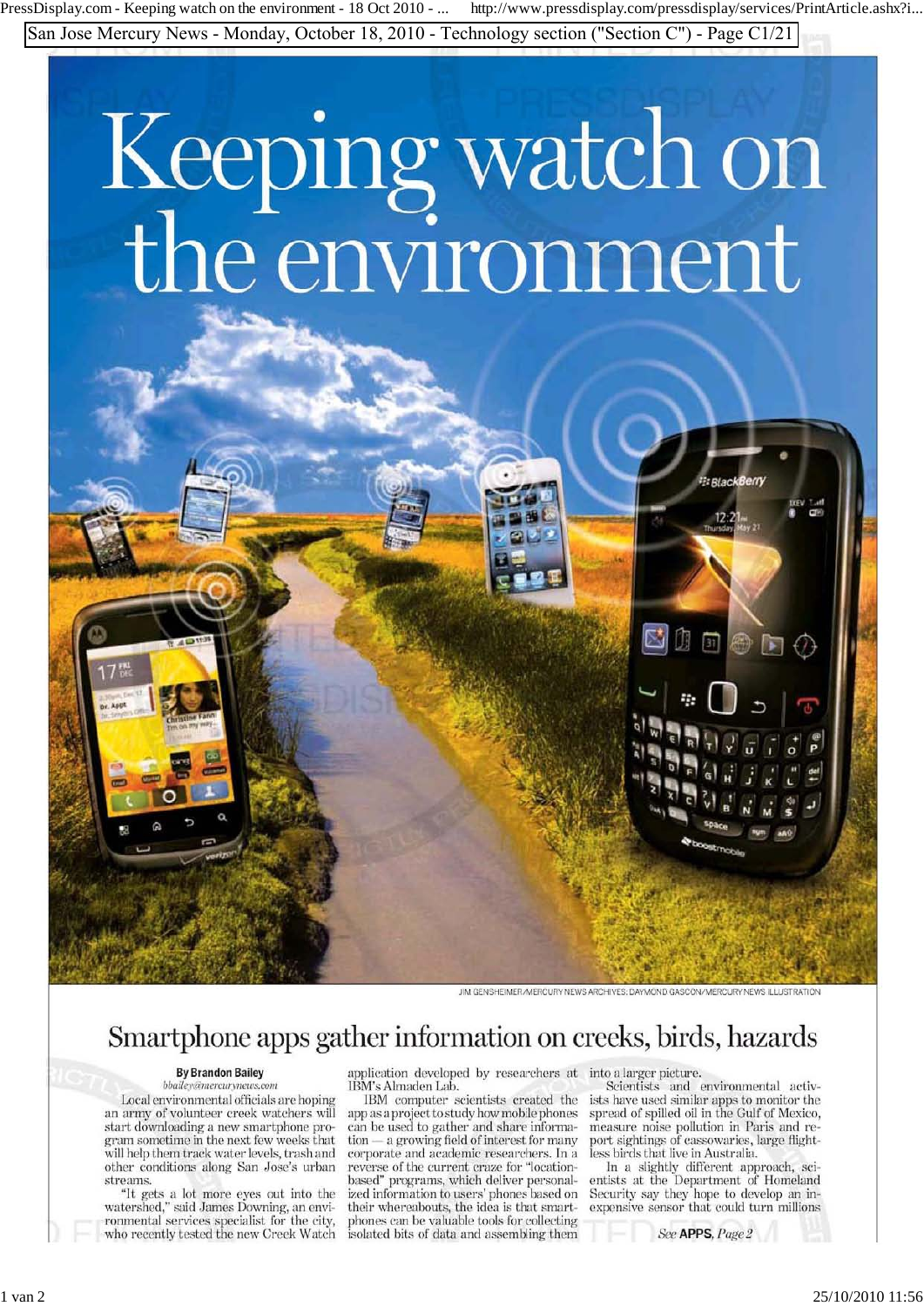San Jose Mercury News - Monday, October 18, 2010 - Technology section ("Section C") - Page C1/21

# Keeping watch on the environment

JIM GENSHEIMER/MERCURY NEWS ARCHIVES; DAYMOND GASCON/MERCURY NEWS ILLUSTRATION

## Smartphone apps gather information on creeks, birds, hazards

**By Brandon Bailey**
*bbailey@mercurynews.com*

Local environmental officials are hoping an army of volunteer creek watchers will start downloading a new smartphone program sometime in the next few weeks that will help them track water levels, trash and other conditions along San José's urban streams.

"It gets a lot more eyes out into the watershed," said James Downing, an environmental services specialist for the city, who recently tested the new Creek Watch application developed by researchers at IBM's Almaden Lab.

IBM computer scientists created the app as a project to study how mobile phones can be used to gather and share information — a growing field of interest for many corporate and academic researchers. In a reverse of the current craze for "location-based" programs, which deliver personalized information to users' phones based on their whereabouts, the idea is that smartphones can be valuable tools for collecting isolated bits of data and assembling them into a larger picture.

Scientists and environmental activists have used similar apps to monitor the spread of spilled oil in the Gulf of Mexico, measure noise pollution in Paris and report sightings of cassowaries, large flightless birds that live in Australia.

In a slightly different approach, scientists at the Department of Homeland Security say they hope to develop an inexpensive sensor that could turn millions

*See* **APPS**, *Page 2*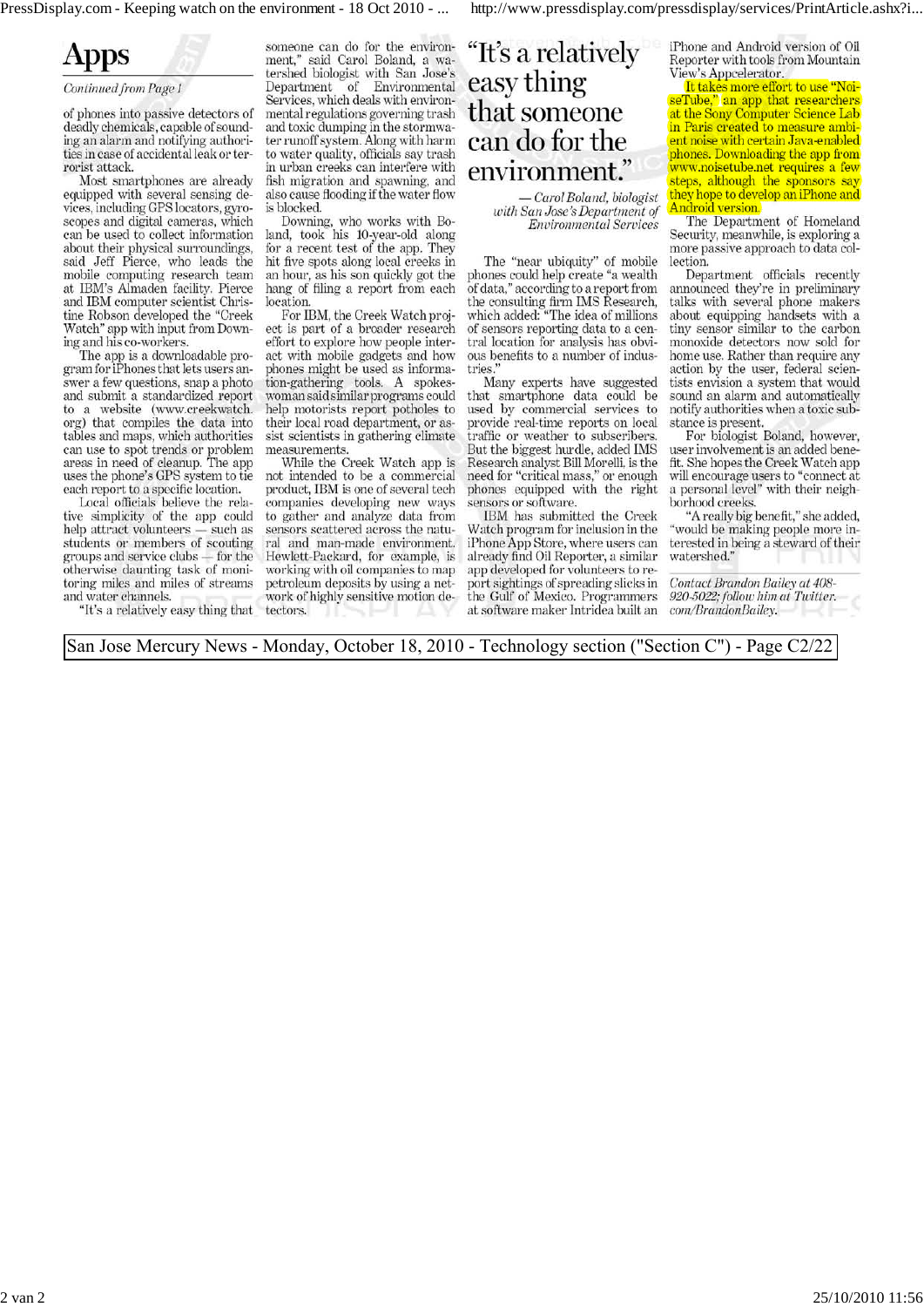# Apps

*Continued from Page 1*

of phones into passive detectors of deadly chemicals, capable of sounding an alarm and notifying authorities in case of accidental leak or terrorist attack.

Most smartphones are already equipped with several sensing devices, including GPS locators, gyroscopes and digital cameras, which can be used to collect information about their physical surroundings, said Jeff Pierce, who leads the mobile computing research team at IBM's Almaden facility. Pierce and IBM computer scientist Christine Robson developed the "Creek Watch" app with input from Downing and his co-workers.

The app is a downloadable program for iPhones that lets users answer a few questions, snap a photo and submit a standardized report to a website (www.creekwatch.org) that compiles the data into tables and maps, which authorities can use to spot trends or problem areas in need of cleanup. The app uses the phone's GPS system to tie each report to a specific location.

Local officials believe the relative simplicity of the app could help attract volunteers — such as students or members of scouting groups and service clubs — for the otherwise daunting task of monitoring miles and miles of streams and water channels.

"It's a relatively easy thing that someone can do for the environment," said Carol Boland, a watershed biologist with San Jose's Department of Environmental Services, which deals with environmental regulations governing trash and toxic dumping in the stormwater runoff system. Along with harm to water quality, officials say trash in urban creeks can interfere with fish migration and spawning, and also cause flooding if the water flow is blocked.

Downing, who works with Boland, took his 10-year-old along for a recent test of the app. They hit five spots along local creeks in an hour, as his son quickly got the hang of filing a report from each location.

For IBM, the Creek Watch project is part of a broader research effort to explore how people interact with mobile gadgets and how phones might be used as information-gathering tools. A spokeswoman said similar programs could help motorists report potholes to their local road department, or assist scientists in gathering climate measurements.

While the Creek Watch app is not intended to be a commercial product, IBM is one of several tech companies developing new ways to gather and analyze data from sensors scattered across the natural and man-made environment. Hewlett-Packard, for example, is working with oil companies to map petroleum deposits by using a network of highly sensitive motion detectors.

> "It's a relatively easy thing that someone can do for the environment."
>
> — *Carol Boland, biologist with San Jose's Department of Environmental Services*

The "near ubiquity" of mobile phones could help create "a wealth of data," according to a report from the consulting firm IMS Research, which added: "The idea of millions of sensors reporting data to a central location for analysis has obvious benefits to a number of industries."

Many experts have suggested that smartphone data could be used by commercial services to provide real-time reports on local traffic or weather to subscribers. But the biggest hurdle, added IMS Research analyst Bill Morelli, is the need for "critical mass," or enough phones equipped with the right sensors or software.

IBM has submitted the Creek Watch program for inclusion in the iPhone App Store, where users can already find Oil Reporter, a similar app developed for volunteers to report sightings of spreading slicks in the Gulf of Mexico. Programmers at software maker Intridea built an iPhone and Android version of Oil Reporter with tools from Mountain View's Appcelerator.

It takes more effort to use "NoiseTube," an app that researchers at the Sony Computer Science Lab in Paris created to measure ambient noise with certain Java-enabled phones. Downloading the app from www.noisetube.net requires a few steps, although the sponsors say they hope to develop an iPhone and Android version.

The Department of Homeland Security, meanwhile, is exploring a more passive approach to data collection.

Department officials recently announced they're in preliminary talks with several phone makers about equipping handsets with a tiny sensor similar to the carbon monoxide detectors now sold for home use. Rather than require any action by the user, federal scientists envision a system that would sound an alarm and automatically notify authorities when a toxic substance is present.

For biologist Boland, however, user involvement is an added benefit. She hopes the Creek Watch app will encourage users to "connect at a personal level" with their neighborhood creeks.

"A really big benefit," she added, "would be making people more interested in being a steward of their watershed."

*Contact Brandon Bailey at 408-920-5022; follow him at Twitter.com/BrandonBailey.*

San Jose Mercury News - Monday, October 18, 2010 - Technology section ("Section C") - Page C2/22